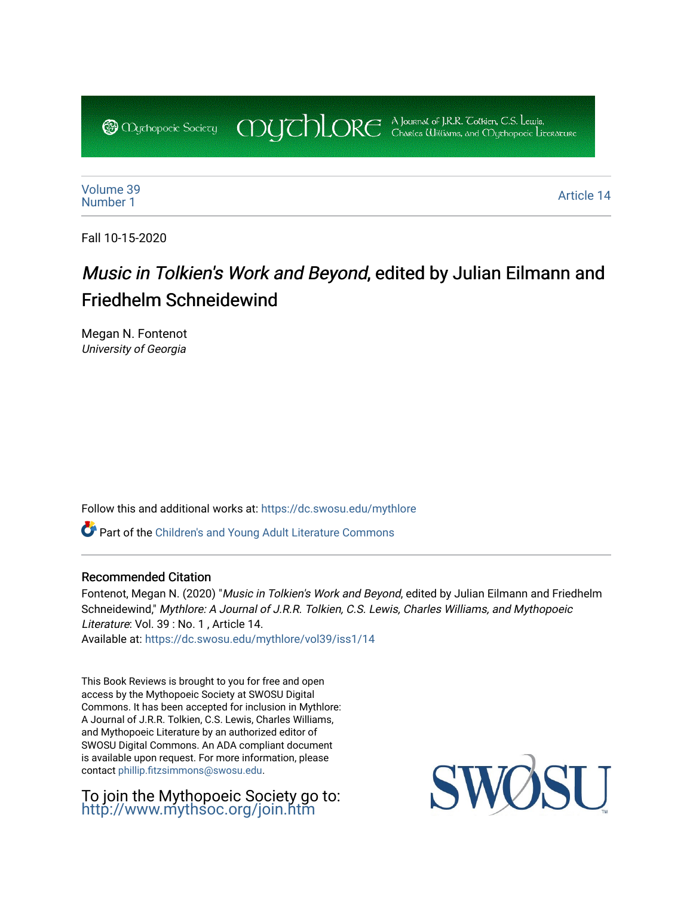Volume 39
Number 1

Article 14

Fall 10-15-2020

# *Music in Tolkien's Work and Beyond*, edited by Julian Eilmann and Friedhelm Schneidewind

Megan N. Fontenot
*University of Georgia*

Follow this and additional works at: https://dc.swosu.edu/mythlore

Part of the Children's and Young Adult Literature Commons

### Recommended Citation

Fontenot, Megan N. (2020) "*Music in Tolkien's Work and Beyond*, edited by Julian Eilmann and Friedhelm Schneidewind," *Mythlore: A Journal of J.R.R. Tolkien, C.S. Lewis, Charles Williams, and Mythopoeic Literature*: Vol. 39 : No. 1 , Article 14.
Available at: https://dc.swosu.edu/mythlore/vol39/iss1/14

This Book Reviews is brought to you for free and open access by the Mythopoeic Society at SWOSU Digital Commons. It has been accepted for inclusion in Mythlore: A Journal of J.R.R. Tolkien, C.S. Lewis, Charles Williams, and Mythopoeic Literature by an authorized editor of SWOSU Digital Commons. An ADA compliant document is available upon request. For more information, please contact phillip.fitzsimmons@swosu.edu.

To join the Mythopoeic Society go to: http://www.mythsoc.org/join.htm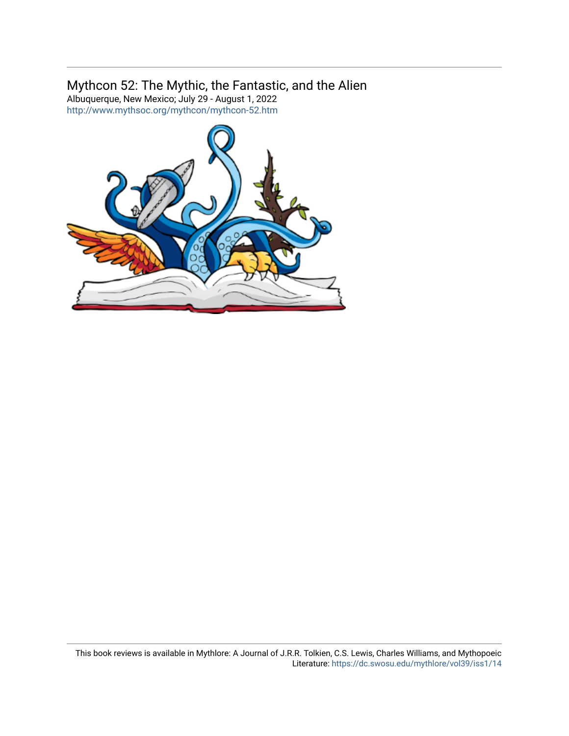Mythcon 52: The Mythic, the Fantastic, and the Alien

Albuquerque, New Mexico; July 29 - August 1, 2022

http://www.mythsoc.org/mythcon/mythcon-52.htm

This book reviews is available in Mythlore: A Journal of J.R.R. Tolkien, C.S. Lewis, Charles Williams, and Mythopoeic Literature: https://dc.swosu.edu/mythlore/vol39/iss1/14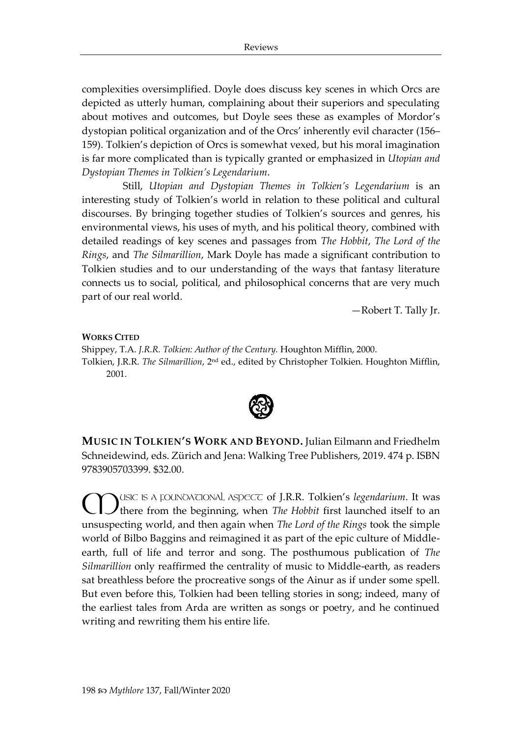complexities oversimplified. Doyle does discuss key scenes in which Orcs are depicted as utterly human, complaining about their superiors and speculating about motives and outcomes, but Doyle sees these as examples of Mordor's dystopian political organization and of the Orcs' inherently evil character (156–159). Tolkien's depiction of Orcs is somewhat vexed, but his moral imagination is far more complicated than is typically granted or emphasized in *Utopian and Dystopian Themes in Tolkien's Legendarium*.

Still, *Utopian and Dystopian Themes in Tolkien's Legendarium* is an interesting study of Tolkien's world in relation to these political and cultural discourses. By bringing together studies of Tolkien's sources and genres, his environmental views, his uses of myth, and his political theory, combined with detailed readings of key scenes and passages from *The Hobbit*, *The Lord of the Rings*, and *The Silmarillion*, Mark Doyle has made a significant contribution to Tolkien studies and to our understanding of the ways that fantasy literature connects us to social, political, and philosophical concerns that are very much part of our real world.

—Robert T. Tally Jr.

**WORKS CITED**

Shippey, T.A. *J.R.R. Tolkien: Author of the Century.* Houghton Mifflin, 2000.

Tolkien, J.R.R. *The Silmarillion*, 2nd ed., edited by Christopher Tolkien. Houghton Mifflin, 2001.

**MUSIC IN TOLKIEN'S WORK AND BEYOND.** Julian Eilmann and Friedhelm Schneidewind, eds. Zürich and Jena: Walking Tree Publishers, 2019. 474 p. ISBN 9783905703399. $32.00.

MUSIC IS A FOUNDATIONAL ASPECT of J.R.R. Tolkien's *legendarium*. It was there from the beginning, when *The Hobbit* first launched itself to an unsuspecting world, and then again when *The Lord of the Rings* took the simple world of Bilbo Baggins and reimagined it as part of the epic culture of Middle-earth, full of life and terror and song. The posthumous publication of *The Silmarillion* only reaffirmed the centrality of music to Middle-earth, as readers sat breathless before the procreative songs of the Ainur as if under some spell. But even before this, Tolkien had been telling stories in song; indeed, many of the earliest tales from Arda are written as songs or poetry, and he continued writing and rewriting them his entire life.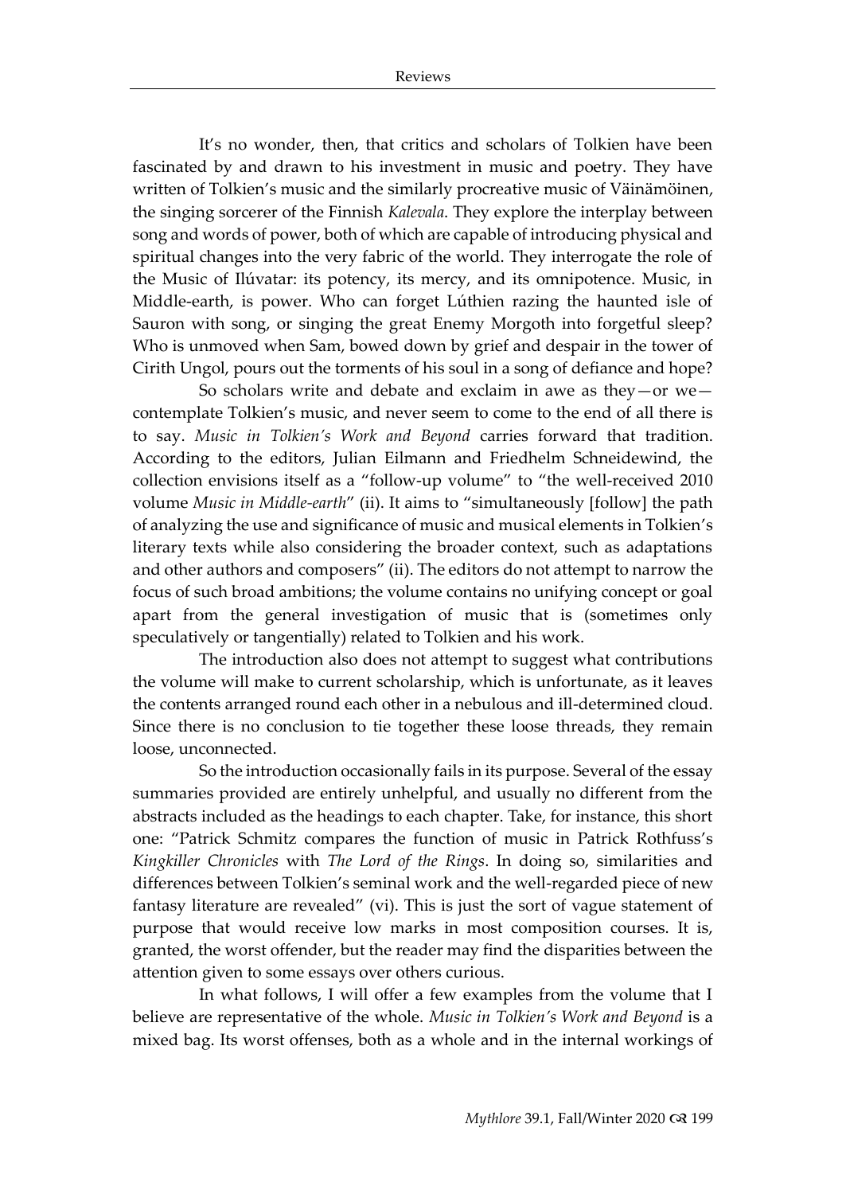It's no wonder, then, that critics and scholars of Tolkien have been fascinated by and drawn to his investment in music and poetry. They have written of Tolkien's music and the similarly procreative music of Väinämöinen, the singing sorcerer of the Finnish *Kalevala*. They explore the interplay between song and words of power, both of which are capable of introducing physical and spiritual changes into the very fabric of the world. They interrogate the role of the Music of Ilúvatar: its potency, its mercy, and its omnipotence. Music, in Middle-earth, is power. Who can forget Lúthien razing the haunted isle of Sauron with song, or singing the great Enemy Morgoth into forgetful sleep? Who is unmoved when Sam, bowed down by grief and despair in the tower of Cirith Ungol, pours out the torments of his soul in a song of defiance and hope?

So scholars write and debate and exclaim in awe as they—or we—contemplate Tolkien's music, and never seem to come to the end of all there is to say. *Music in Tolkien's Work and Beyond* carries forward that tradition. According to the editors, Julian Eilmann and Friedhelm Schneidewind, the collection envisions itself as a "follow-up volume" to "the well-received 2010 volume *Music in Middle-earth*" (ii). It aims to "simultaneously [follow] the path of analyzing the use and significance of music and musical elements in Tolkien's literary texts while also considering the broader context, such as adaptations and other authors and composers" (ii). The editors do not attempt to narrow the focus of such broad ambitions; the volume contains no unifying concept or goal apart from the general investigation of music that is (sometimes only speculatively or tangentially) related to Tolkien and his work.

The introduction also does not attempt to suggest what contributions the volume will make to current scholarship, which is unfortunate, as it leaves the contents arranged round each other in a nebulous and ill-determined cloud. Since there is no conclusion to tie together these loose threads, they remain loose, unconnected.

So the introduction occasionally fails in its purpose. Several of the essay summaries provided are entirely unhelpful, and usually no different from the abstracts included as the headings to each chapter. Take, for instance, this short one: "Patrick Schmitz compares the function of music in Patrick Rothfuss's *Kingkiller Chronicles* with *The Lord of the Rings*. In doing so, similarities and differences between Tolkien's seminal work and the well-regarded piece of new fantasy literature are revealed" (vi). This is just the sort of vague statement of purpose that would receive low marks in most composition courses. It is, granted, the worst offender, but the reader may find the disparities between the attention given to some essays over others curious.

In what follows, I will offer a few examples from the volume that I believe are representative of the whole. *Music in Tolkien's Work and Beyond* is a mixed bag. Its worst offenses, both as a whole and in the internal workings of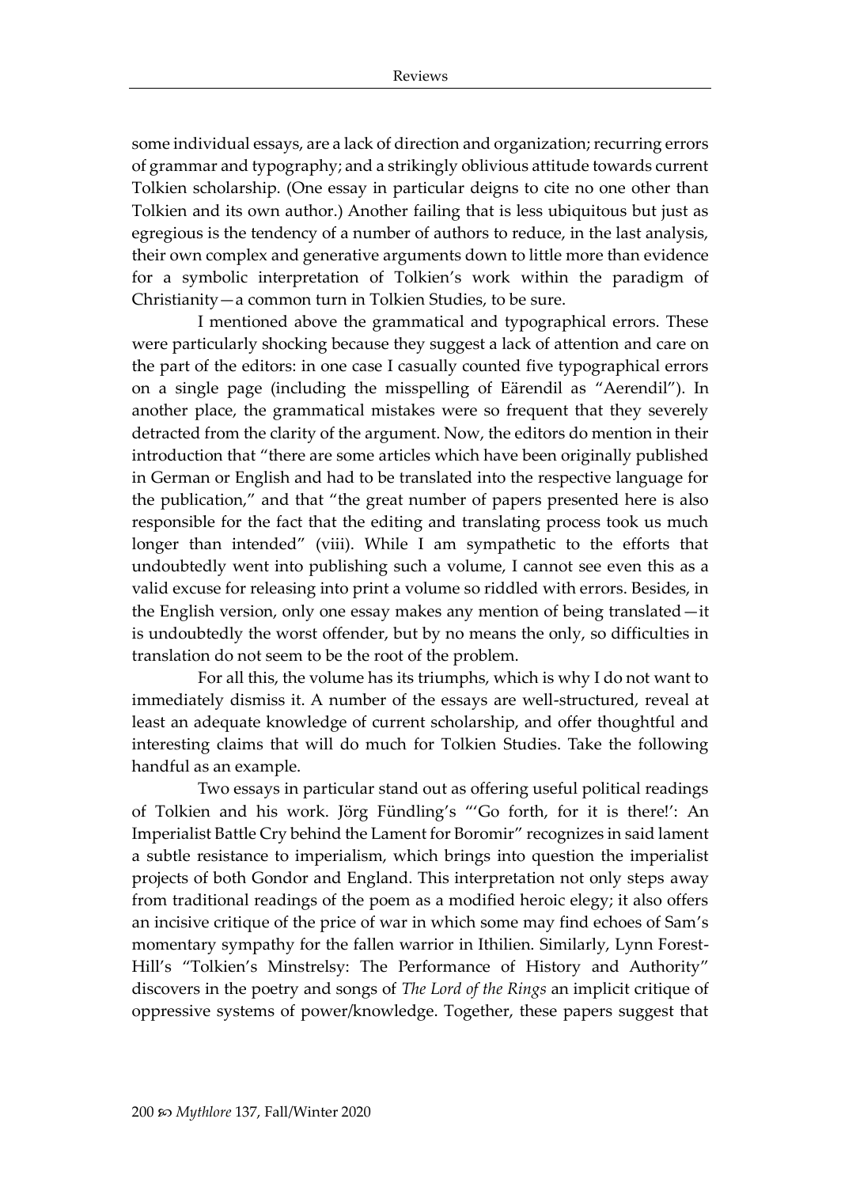some individual essays, are a lack of direction and organization; recurring errors of grammar and typography; and a strikingly oblivious attitude towards current Tolkien scholarship. (One essay in particular deigns to cite no one other than Tolkien and its own author.) Another failing that is less ubiquitous but just as egregious is the tendency of a number of authors to reduce, in the last analysis, their own complex and generative arguments down to little more than evidence for a symbolic interpretation of Tolkien's work within the paradigm of Christianity—a common turn in Tolkien Studies, to be sure.

I mentioned above the grammatical and typographical errors. These were particularly shocking because they suggest a lack of attention and care on the part of the editors: in one case I casually counted five typographical errors on a single page (including the misspelling of Eärendil as "Aerendil"). In another place, the grammatical mistakes were so frequent that they severely detracted from the clarity of the argument. Now, the editors do mention in their introduction that "there are some articles which have been originally published in German or English and had to be translated into the respective language for the publication," and that "the great number of papers presented here is also responsible for the fact that the editing and translating process took us much longer than intended" (viii). While I am sympathetic to the efforts that undoubtedly went into publishing such a volume, I cannot see even this as a valid excuse for releasing into print a volume so riddled with errors. Besides, in the English version, only one essay makes any mention of being translated—it is undoubtedly the worst offender, but by no means the only, so difficulties in translation do not seem to be the root of the problem.

For all this, the volume has its triumphs, which is why I do not want to immediately dismiss it. A number of the essays are well-structured, reveal at least an adequate knowledge of current scholarship, and offer thoughtful and interesting claims that will do much for Tolkien Studies. Take the following handful as an example.

Two essays in particular stand out as offering useful political readings of Tolkien and his work. Jörg Fündling's "'Go forth, for it is there!': An Imperialist Battle Cry behind the Lament for Boromir" recognizes in said lament a subtle resistance to imperialism, which brings into question the imperialist projects of both Gondor and England. This interpretation not only steps away from traditional readings of the poem as a modified heroic elegy; it also offers an incisive critique of the price of war in which some may find echoes of Sam's momentary sympathy for the fallen warrior in Ithilien. Similarly, Lynn Forest-Hill's "Tolkien's Minstrelsy: The Performance of History and Authority" discovers in the poetry and songs of *The Lord of the Rings* an implicit critique of oppressive systems of power/knowledge. Together, these papers suggest that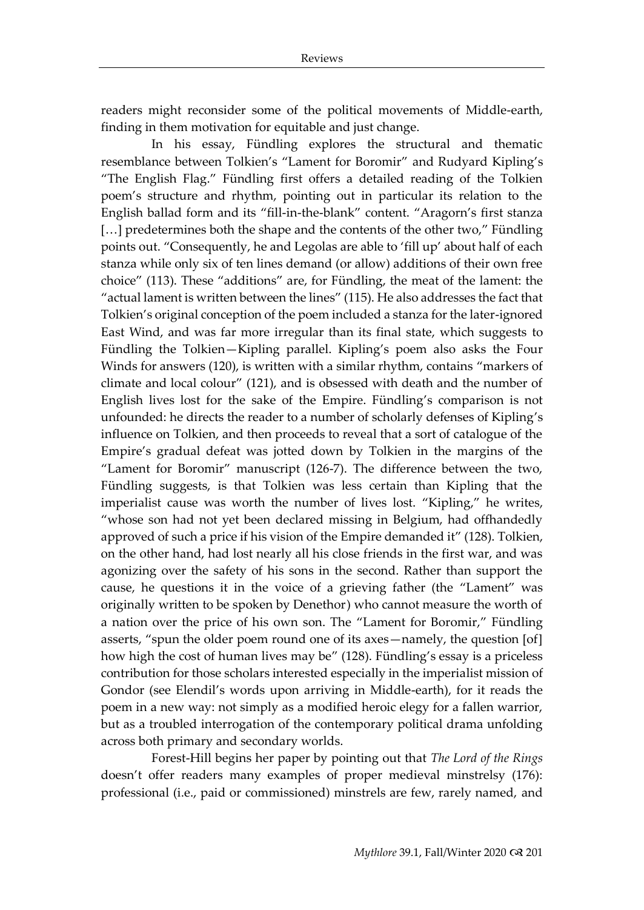readers might reconsider some of the political movements of Middle-earth, finding in them motivation for equitable and just change.

In his essay, Fündling explores the structural and thematic resemblance between Tolkien's "Lament for Boromir" and Rudyard Kipling's "The English Flag." Fündling first offers a detailed reading of the Tolkien poem's structure and rhythm, pointing out in particular its relation to the English ballad form and its "fill-in-the-blank" content. "Aragorn's first stanza […] predetermines both the shape and the contents of the other two," Fündling points out. "Consequently, he and Legolas are able to 'fill up' about half of each stanza while only six of ten lines demand (or allow) additions of their own free choice" (113). These "additions" are, for Fündling, the meat of the lament: the "actual lament is written between the lines" (115). He also addresses the fact that Tolkien's original conception of the poem included a stanza for the later-ignored East Wind, and was far more irregular than its final state, which suggests to Fündling the Tolkien—Kipling parallel. Kipling's poem also asks the Four Winds for answers (120), is written with a similar rhythm, contains "markers of climate and local colour" (121), and is obsessed with death and the number of English lives lost for the sake of the Empire. Fündling's comparison is not unfounded: he directs the reader to a number of scholarly defenses of Kipling's influence on Tolkien, and then proceeds to reveal that a sort of catalogue of the Empire's gradual defeat was jotted down by Tolkien in the margins of the "Lament for Boromir" manuscript (126-7). The difference between the two, Fündling suggests, is that Tolkien was less certain than Kipling that the imperialist cause was worth the number of lives lost. "Kipling," he writes, "whose son had not yet been declared missing in Belgium, had offhandedly approved of such a price if his vision of the Empire demanded it" (128). Tolkien, on the other hand, had lost nearly all his close friends in the first war, and was agonizing over the safety of his sons in the second. Rather than support the cause, he questions it in the voice of a grieving father (the "Lament" was originally written to be spoken by Denethor) who cannot measure the worth of a nation over the price of his own son. The "Lament for Boromir," Fündling asserts, "spun the older poem round one of its axes—namely, the question [of] how high the cost of human lives may be" (128). Fündling's essay is a priceless contribution for those scholars interested especially in the imperialist mission of Gondor (see Elendil's words upon arriving in Middle-earth), for it reads the poem in a new way: not simply as a modified heroic elegy for a fallen warrior, but as a troubled interrogation of the contemporary political drama unfolding across both primary and secondary worlds.

Forest-Hill begins her paper by pointing out that *The Lord of the Rings* doesn't offer readers many examples of proper medieval minstrelsy (176): professional (i.e., paid or commissioned) minstrels are few, rarely named, and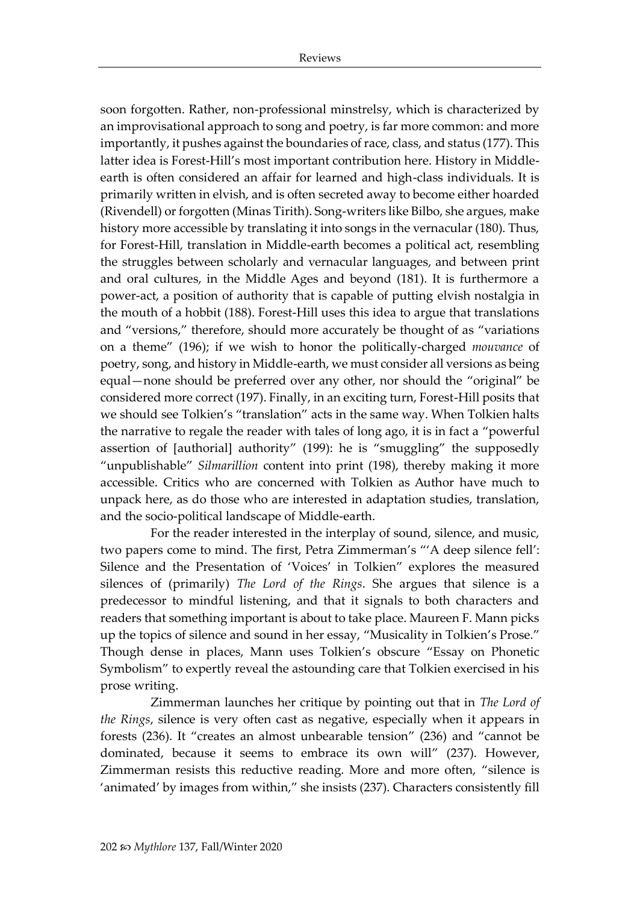soon forgotten. Rather, non-professional minstrelsy, which is characterized by an improvisational approach to song and poetry, is far more common: and more importantly, it pushes against the boundaries of race, class, and status (177). This latter idea is Forest-Hill's most important contribution here. History in Middle-earth is often considered an affair for learned and high-class individuals. It is primarily written in elvish, and is often secreted away to become either hoarded (Rivendell) or forgotten (Minas Tirith). Song-writers like Bilbo, she argues, make history more accessible by translating it into songs in the vernacular (180). Thus, for Forest-Hill, translation in Middle-earth becomes a political act, resembling the struggles between scholarly and vernacular languages, and between print and oral cultures, in the Middle Ages and beyond (181). It is furthermore a power-act, a position of authority that is capable of putting elvish nostalgia in the mouth of a hobbit (188). Forest-Hill uses this idea to argue that translations and "versions," therefore, should more accurately be thought of as "variations on a theme" (196); if we wish to honor the politically-charged *mouvance* of poetry, song, and history in Middle-earth, we must consider all versions as being equal—none should be preferred over any other, nor should the "original" be considered more correct (197). Finally, in an exciting turn, Forest-Hill posits that we should see Tolkien's "translation" acts in the same way. When Tolkien halts the narrative to regale the reader with tales of long ago, it is in fact a "powerful assertion of [authorial] authority" (199): he is "smuggling" the supposedly "unpublishable" *Silmarillion* content into print (198), thereby making it more accessible. Critics who are concerned with Tolkien as Author have much to unpack here, as do those who are interested in adaptation studies, translation, and the socio-political landscape of Middle-earth.

For the reader interested in the interplay of sound, silence, and music, two papers come to mind. The first, Petra Zimmerman's "'A deep silence fell': Silence and the Presentation of 'Voices' in Tolkien" explores the measured silences of (primarily) *The Lord of the Rings*. She argues that silence is a predecessor to mindful listening, and that it signals to both characters and readers that something important is about to take place. Maureen F. Mann picks up the topics of silence and sound in her essay, "Musicality in Tolkien's Prose." Though dense in places, Mann uses Tolkien's obscure "Essay on Phonetic Symbolism" to expertly reveal the astounding care that Tolkien exercised in his prose writing.

Zimmerman launches her critique by pointing out that in *The Lord of the Rings*, silence is very often cast as negative, especially when it appears in forests (236). It "creates an almost unbearable tension" (236) and "cannot be dominated, because it seems to embrace its own will" (237). However, Zimmerman resists this reductive reading. More and more often, "silence is 'animated' by images from within," she insists (237). Characters consistently fill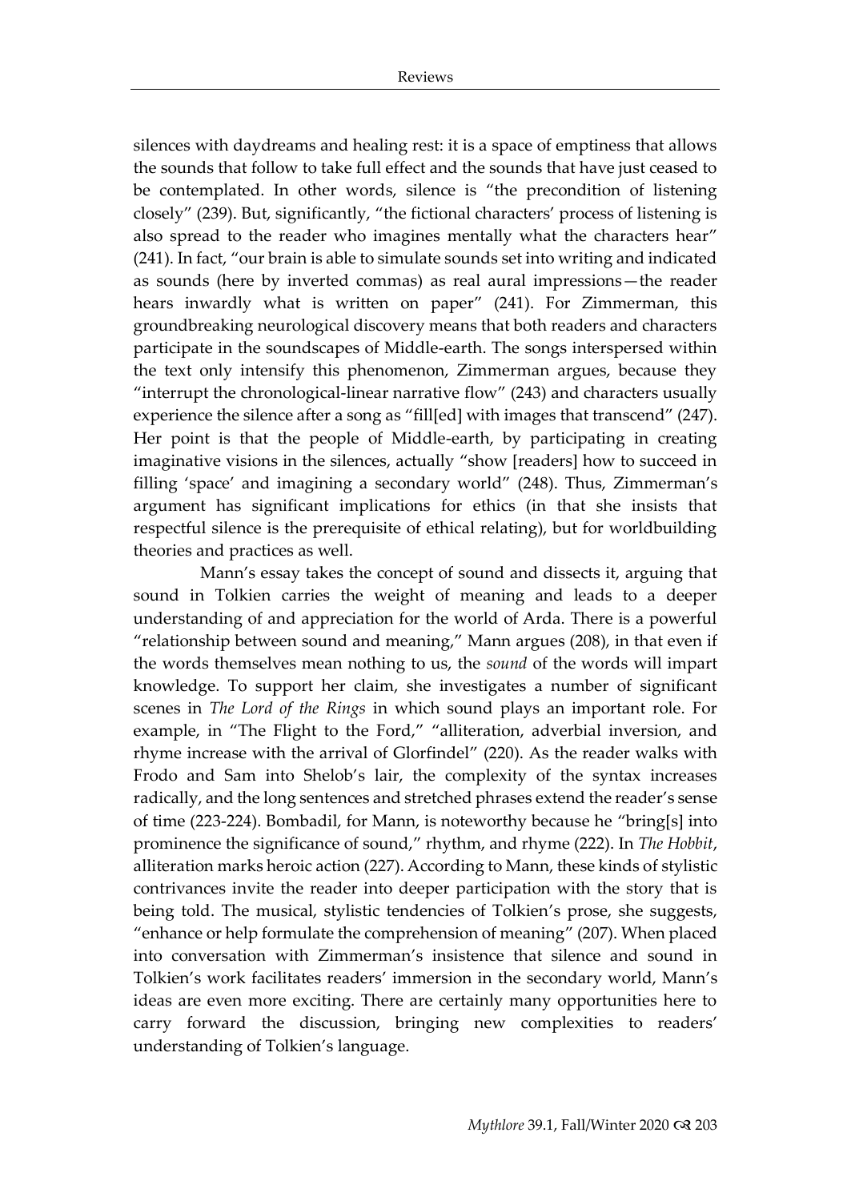silences with daydreams and healing rest: it is a space of emptiness that allows the sounds that follow to take full effect and the sounds that have just ceased to be contemplated. In other words, silence is "the precondition of listening closely" (239). But, significantly, "the fictional characters' process of listening is also spread to the reader who imagines mentally what the characters hear" (241). In fact, "our brain is able to simulate sounds set into writing and indicated as sounds (here by inverted commas) as real aural impressions—the reader hears inwardly what is written on paper" (241). For Zimmerman, this groundbreaking neurological discovery means that both readers and characters participate in the soundscapes of Middle-earth. The songs interspersed within the text only intensify this phenomenon, Zimmerman argues, because they "interrupt the chronological-linear narrative flow" (243) and characters usually experience the silence after a song as "fill[ed] with images that transcend" (247). Her point is that the people of Middle-earth, by participating in creating imaginative visions in the silences, actually "show [readers] how to succeed in filling 'space' and imagining a secondary world" (248). Thus, Zimmerman's argument has significant implications for ethics (in that she insists that respectful silence is the prerequisite of ethical relating), but for worldbuilding theories and practices as well.

Mann's essay takes the concept of sound and dissects it, arguing that sound in Tolkien carries the weight of meaning and leads to a deeper understanding of and appreciation for the world of Arda. There is a powerful "relationship between sound and meaning," Mann argues (208), in that even if the words themselves mean nothing to us, the *sound* of the words will impart knowledge. To support her claim, she investigates a number of significant scenes in *The Lord of the Rings* in which sound plays an important role. For example, in "The Flight to the Ford," "alliteration, adverbial inversion, and rhyme increase with the arrival of Glorfindel" (220). As the reader walks with Frodo and Sam into Shelob's lair, the complexity of the syntax increases radically, and the long sentences and stretched phrases extend the reader's sense of time (223-224). Bombadil, for Mann, is noteworthy because he "bring[s] into prominence the significance of sound," rhythm, and rhyme (222). In *The Hobbit*, alliteration marks heroic action (227). According to Mann, these kinds of stylistic contrivances invite the reader into deeper participation with the story that is being told. The musical, stylistic tendencies of Tolkien's prose, she suggests, "enhance or help formulate the comprehension of meaning" (207). When placed into conversation with Zimmerman's insistence that silence and sound in Tolkien's work facilitates readers' immersion in the secondary world, Mann's ideas are even more exciting. There are certainly many opportunities here to carry forward the discussion, bringing new complexities to readers' understanding of Tolkien's language.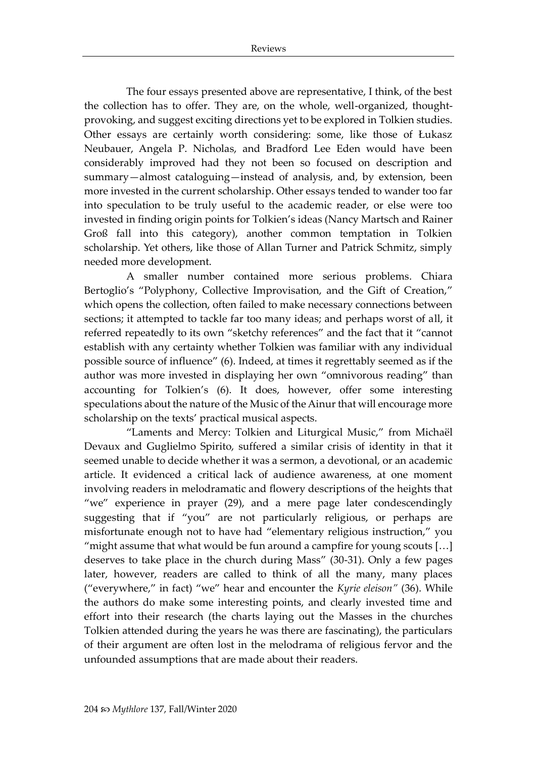The four essays presented above are representative, I think, of the best the collection has to offer. They are, on the whole, well-organized, thought-provoking, and suggest exciting directions yet to be explored in Tolkien studies. Other essays are certainly worth considering: some, like those of Łukasz Neubauer, Angela P. Nicholas, and Bradford Lee Eden would have been considerably improved had they not been so focused on description and summary—almost cataloguing—instead of analysis, and, by extension, been more invested in the current scholarship. Other essays tended to wander too far into speculation to be truly useful to the academic reader, or else were too invested in finding origin points for Tolkien's ideas (Nancy Martsch and Rainer Groß fall into this category), another common temptation in Tolkien scholarship. Yet others, like those of Allan Turner and Patrick Schmitz, simply needed more development.

A smaller number contained more serious problems. Chiara Bertoglio's "Polyphony, Collective Improvisation, and the Gift of Creation," which opens the collection, often failed to make necessary connections between sections; it attempted to tackle far too many ideas; and perhaps worst of all, it referred repeatedly to its own "sketchy references" and the fact that it "cannot establish with any certainty whether Tolkien was familiar with any individual possible source of influence" (6). Indeed, at times it regrettably seemed as if the author was more invested in displaying her own "omnivorous reading" than accounting for Tolkien's (6). It does, however, offer some interesting speculations about the nature of the Music of the Ainur that will encourage more scholarship on the texts' practical musical aspects.

"Laments and Mercy: Tolkien and Liturgical Music," from Michaël Devaux and Guglielmo Spirito, suffered a similar crisis of identity in that it seemed unable to decide whether it was a sermon, a devotional, or an academic article. It evidenced a critical lack of audience awareness, at one moment involving readers in melodramatic and flowery descriptions of the heights that "we" experience in prayer (29), and a mere page later condescendingly suggesting that if "you" are not particularly religious, or perhaps are misfortunate enough not to have had "elementary religious instruction," you "might assume that what would be fun around a campfire for young scouts […] deserves to take place in the church during Mass" (30-31). Only a few pages later, however, readers are called to think of all the many, many places ("everywhere," in fact) "we" hear and encounter the *Kyrie eleison"* (36). While the authors do make some interesting points, and clearly invested time and effort into their research (the charts laying out the Masses in the churches Tolkien attended during the years he was there are fascinating), the particulars of their argument are often lost in the melodrama of religious fervor and the unfounded assumptions that are made about their readers.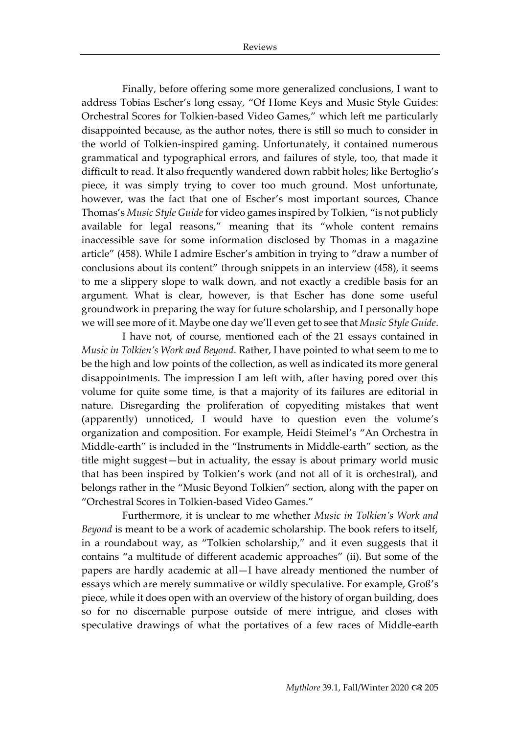Finally, before offering some more generalized conclusions, I want to address Tobias Escher's long essay, "Of Home Keys and Music Style Guides: Orchestral Scores for Tolkien-based Video Games," which left me particularly disappointed because, as the author notes, there is still so much to consider in the world of Tolkien-inspired gaming. Unfortunately, it contained numerous grammatical and typographical errors, and failures of style, too, that made it difficult to read. It also frequently wandered down rabbit holes; like Bertoglio's piece, it was simply trying to cover too much ground. Most unfortunate, however, was the fact that one of Escher's most important sources, Chance Thomas's *Music Style Guide* for video games inspired by Tolkien, "is not publicly available for legal reasons," meaning that its "whole content remains inaccessible save for some information disclosed by Thomas in a magazine article" (458). While I admire Escher's ambition in trying to "draw a number of conclusions about its content" through snippets in an interview (458), it seems to me a slippery slope to walk down, and not exactly a credible basis for an argument. What is clear, however, is that Escher has done some useful groundwork in preparing the way for future scholarship, and I personally hope we will see more of it. Maybe one day we'll even get to see that *Music Style Guide*.

I have not, of course, mentioned each of the 21 essays contained in *Music in Tolkien's Work and Beyond*. Rather, I have pointed to what seem to me to be the high and low points of the collection, as well as indicated its more general disappointments. The impression I am left with, after having pored over this volume for quite some time, is that a majority of its failures are editorial in nature. Disregarding the proliferation of copyediting mistakes that went (apparently) unnoticed, I would have to question even the volume's organization and composition. For example, Heidi Steimel's "An Orchestra in Middle-earth" is included in the "Instruments in Middle-earth" section, as the title might suggest—but in actuality, the essay is about primary world music that has been inspired by Tolkien's work (and not all of it is orchestral), and belongs rather in the "Music Beyond Tolkien" section, along with the paper on "Orchestral Scores in Tolkien-based Video Games."

Furthermore, it is unclear to me whether *Music in Tolkien's Work and Beyond* is meant to be a work of academic scholarship. The book refers to itself, in a roundabout way, as "Tolkien scholarship," and it even suggests that it contains "a multitude of different academic approaches" (ii). But some of the papers are hardly academic at all—I have already mentioned the number of essays which are merely summative or wildly speculative. For example, Groß's piece, while it does open with an overview of the history of organ building, does so for no discernable purpose outside of mere intrigue, and closes with speculative drawings of what the portatives of a few races of Middle-earth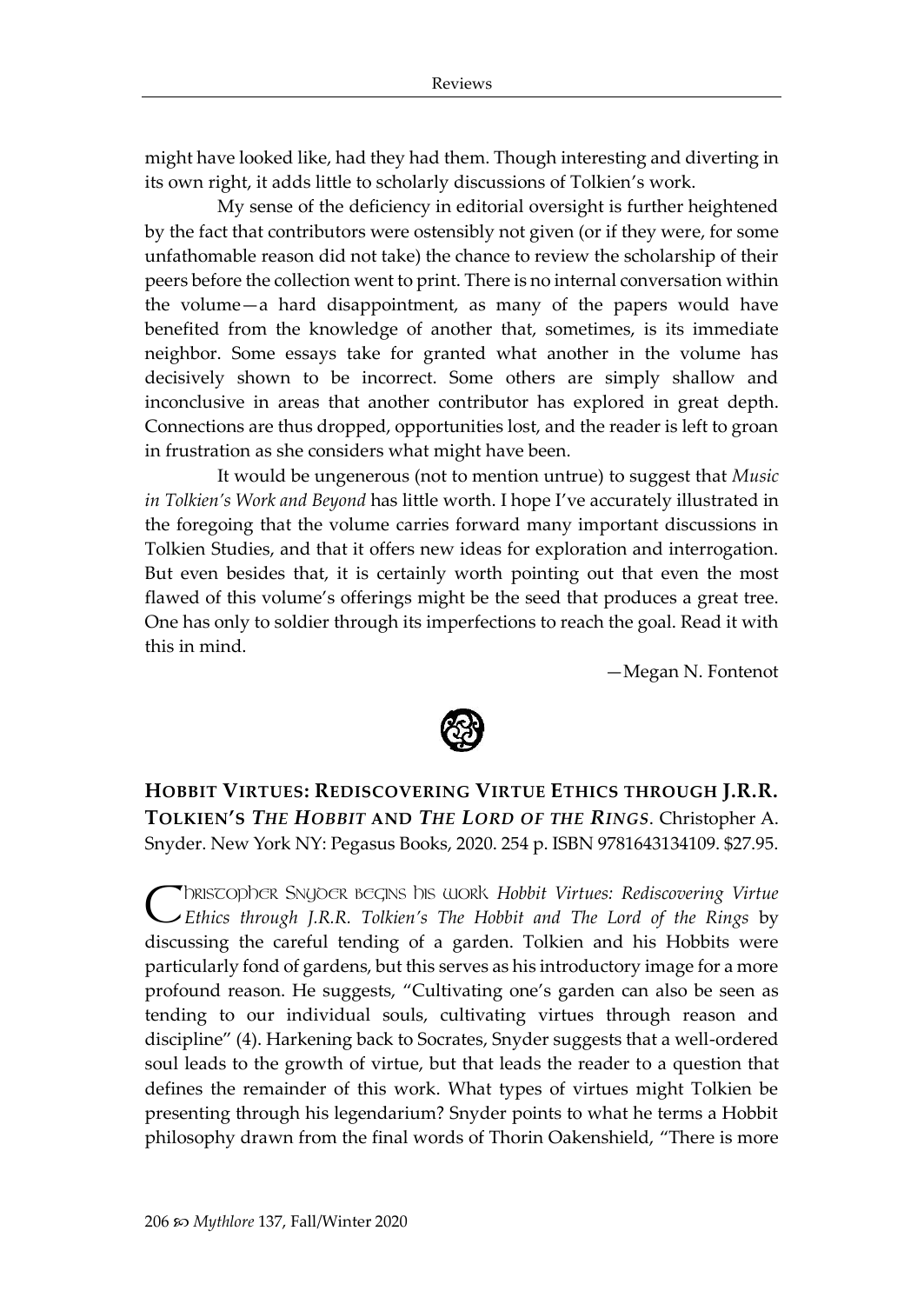might have looked like, had they had them. Though interesting and diverting in its own right, it adds little to scholarly discussions of Tolkien's work.

My sense of the deficiency in editorial oversight is further heightened by the fact that contributors were ostensibly not given (or if they were, for some unfathomable reason did not take) the chance to review the scholarship of their peers before the collection went to print. There is no internal conversation within the volume—a hard disappointment, as many of the papers would have benefited from the knowledge of another that, sometimes, is its immediate neighbor. Some essays take for granted what another in the volume has decisively shown to be incorrect. Some others are simply shallow and inconclusive in areas that another contributor has explored in great depth. Connections are thus dropped, opportunities lost, and the reader is left to groan in frustration as she considers what might have been.

It would be ungenerous (not to mention untrue) to suggest that *Music in Tolkien's Work and Beyond* has little worth. I hope I've accurately illustrated in the foregoing that the volume carries forward many important discussions in Tolkien Studies, and that it offers new ideas for exploration and interrogation. But even besides that, it is certainly worth pointing out that even the most flawed of this volume's offerings might be the seed that produces a great tree. One has only to soldier through its imperfections to reach the goal. Read it with this in mind.

—Megan N. Fontenot

**HOBBIT VIRTUES: REDISCOVERING VIRTUE ETHICS THROUGH J.R.R. TOLKIEN'S *THE HOBBIT* AND *THE LORD OF THE RINGS*.** Christopher A. Snyder. New York NY: Pegasus Books, 2020. 254 p. ISBN 9781643134109. $27.95.

Christopher Snyder begins his work *Hobbit Virtues: Rediscovering Virtue Ethics through J.R.R. Tolkien's The Hobbit and The Lord of the Rings* by discussing the careful tending of a garden. Tolkien and his Hobbits were particularly fond of gardens, but this serves as his introductory image for a more profound reason. He suggests, "Cultivating one's garden can also be seen as tending to our individual souls, cultivating virtues through reason and discipline" (4). Harkening back to Socrates, Snyder suggests that a well-ordered soul leads to the growth of virtue, but that leads the reader to a question that defines the remainder of this work. What types of virtues might Tolkien be presenting through his legendarium? Snyder points to what he terms a Hobbit philosophy drawn from the final words of Thorin Oakenshield, "There is more